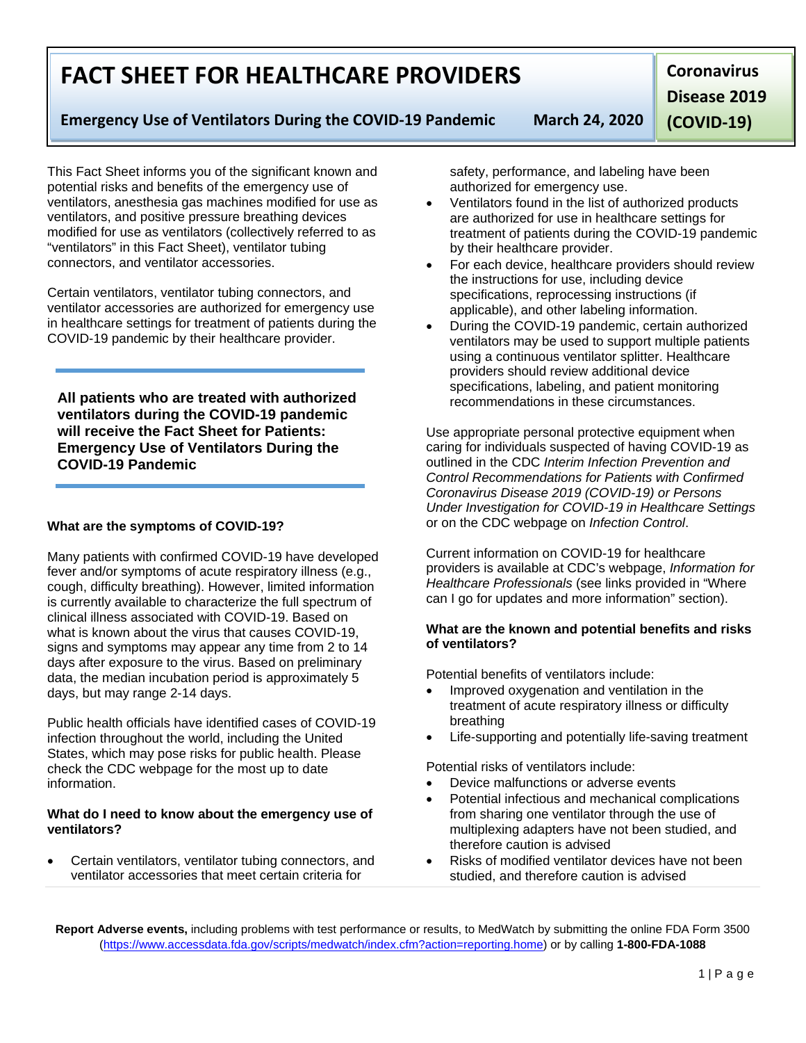# FACT SHEET FOR HEALTHCARE PROVIDERS

**Emergency Use of Ventilators During the COVID-19 Pandemic** **March 24, 2020**

**Coronavirus Disease 2019 (COVID-19)**

This Fact Sheet informs you of the significant known and potential risks and benefits of the emergency use of ventilators, anesthesia gas machines modified for use as ventilators, and positive pressure breathing devices modified for use as ventilators (collectively referred to as "ventilators" in this Fact Sheet), ventilator tubing connectors, and ventilator accessories.

Certain ventilators, ventilator tubing connectors, and ventilator accessories are authorized for emergency use in healthcare settings for treatment of patients during the COVID-19 pandemic by their healthcare provider.

**All patients who are treated with authorized ventilators during the COVID-19 pandemic will receive the Fact Sheet for Patients: Emergency Use of Ventilators During the COVID-19 Pandemic**

### What are the symptoms of COVID-19?

Many patients with confirmed COVID-19 have developed fever and/or symptoms of acute respiratory illness (e.g., cough, difficulty breathing). However, limited information is currently available to characterize the full spectrum of clinical illness associated with COVID-19. Based on what is known about the virus that causes COVID-19, signs and symptoms may appear any time from 2 to 14 days after exposure to the virus. Based on preliminary data, the median incubation period is approximately 5 days, but may range 2-14 days.

Public health officials have identified cases of COVID-19 infection throughout the world, including the United States, which may pose risks for public health. Please check the CDC webpage for the most up to date information.

### What do I need to know about the emergency use of ventilators?

- Certain ventilators, ventilator tubing connectors, and ventilator accessories that meet certain criteria for safety, performance, and labeling have been authorized for emergency use.
- Ventilators found in the list of authorized products are authorized for use in healthcare settings for treatment of patients during the COVID-19 pandemic by their healthcare provider.
- For each device, healthcare providers should review the instructions for use, including device specifications, reprocessing instructions (if applicable), and other labeling information.
- During the COVID-19 pandemic, certain authorized ventilators may be used to support multiple patients using a continuous ventilator splitter. Healthcare providers should review additional device specifications, labeling, and patient monitoring recommendations in these circumstances.

Use appropriate personal protective equipment when caring for individuals suspected of having COVID-19 as outlined in the CDC *Interim Infection Prevention and Control Recommendations for Patients with Confirmed Coronavirus Disease 2019 (COVID-19) or Persons Under Investigation for COVID-19 in Healthcare Settings* or on the CDC webpage on *Infection Control*.

Current information on COVID-19 for healthcare providers is available at CDC's webpage, *Information for Healthcare Professionals* (see links provided in "Where can I go for updates and more information" section).

### What are the known and potential benefits and risks of ventilators?

Potential benefits of ventilators include:

- Improved oxygenation and ventilation in the treatment of acute respiratory illness or difficulty breathing
- Life-supporting and potentially life-saving treatment

Potential risks of ventilators include:

- Device malfunctions or adverse events
- Potential infectious and mechanical complications from sharing one ventilator through the use of multiplexing adapters have not been studied, and therefore caution is advised
- Risks of modified ventilator devices have not been studied, and therefore caution is advised

**Report Adverse events,** including problems with test performance or results, to MedWatch by submitting the online FDA Form 3500 (https://www.accessdata.fda.gov/scripts/medwatch/index.cfm?action=reporting.home) or by calling **1-800-FDA-1088**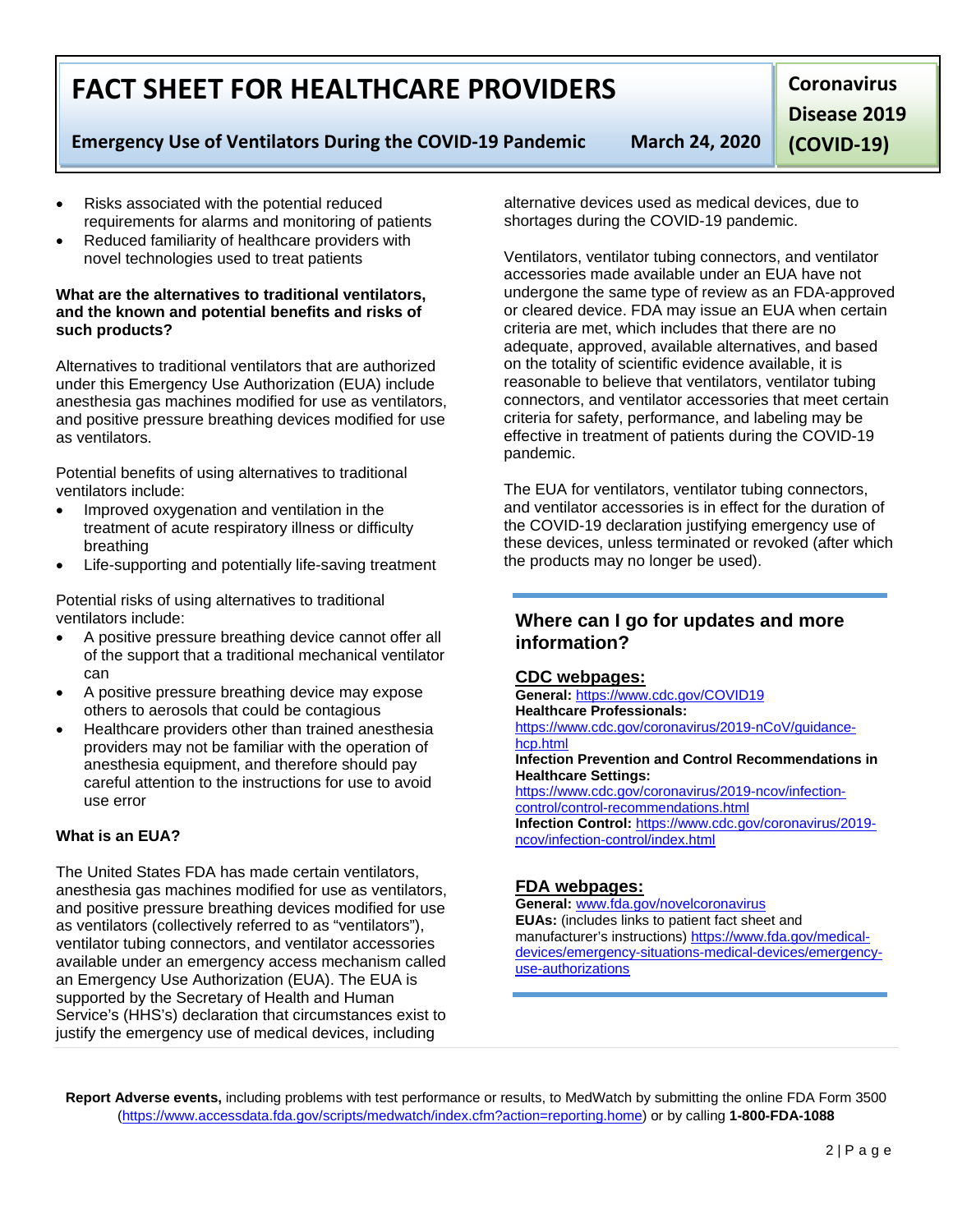- Risks associated with the potential reduced requirements for alarms and monitoring of patients
- Reduced familiarity of healthcare providers with novel technologies used to treat patients

**What are the alternatives to traditional ventilators, and the known and potential benefits and risks of such products?**

Alternatives to traditional ventilators that are authorized under this Emergency Use Authorization (EUA) include anesthesia gas machines modified for use as ventilators, and positive pressure breathing devices modified for use as ventilators.

Potential benefits of using alternatives to traditional ventilators include:

- Improved oxygenation and ventilation in the treatment of acute respiratory illness or difficulty breathing
- Life-supporting and potentially life-saving treatment

Potential risks of using alternatives to traditional ventilators include:

- A positive pressure breathing device cannot offer all of the support that a traditional mechanical ventilator can
- A positive pressure breathing device may expose others to aerosols that could be contagious
- Healthcare providers other than trained anesthesia providers may not be familiar with the operation of anesthesia equipment, and therefore should pay careful attention to the instructions for use to avoid use error

**What is an EUA?**

The United States FDA has made certain ventilators, anesthesia gas machines modified for use as ventilators, and positive pressure breathing devices modified for use as ventilators (collectively referred to as "ventilators"), ventilator tubing connectors, and ventilator accessories available under an emergency access mechanism called an Emergency Use Authorization (EUA). The EUA is supported by the Secretary of Health and Human Service's (HHS's) declaration that circumstances exist to justify the emergency use of medical devices, including alternative devices used as medical devices, due to shortages during the COVID-19 pandemic.

Ventilators, ventilator tubing connectors, and ventilator accessories made available under an EUA have not undergone the same type of review as an FDA-approved or cleared device. FDA may issue an EUA when certain criteria are met, which includes that there are no adequate, approved, available alternatives, and based on the totality of scientific evidence available, it is reasonable to believe that ventilators, ventilator tubing connectors, and ventilator accessories that meet certain criteria for safety, performance, and labeling may be effective in treatment of patients during the COVID-19 pandemic.

The EUA for ventilators, ventilator tubing connectors, and ventilator accessories is in effect for the duration of the COVID-19 declaration justifying emergency use of these devices, unless terminated or revoked (after which the products may no longer be used).

## Where can I go for updates and more information?

**CDC webpages:**

**General:** https://www.cdc.gov/COVID19
**Healthcare Professionals:** https://www.cdc.gov/coronavirus/2019-nCoV/guidance-hcp.html
**Infection Prevention and Control Recommendations in Healthcare Settings:** https://www.cdc.gov/coronavirus/2019-ncov/infection-control/control-recommendations.html
**Infection Control:** https://www.cdc.gov/coronavirus/2019-ncov/infection-control/index.html

**FDA webpages:**

**General:** www.fda.gov/novelcoronavirus
**EUAs:** (includes links to patient fact sheet and manufacturer's instructions) https://www.fda.gov/medical-devices/emergency-situations-medical-devices/emergency-use-authorizations

**Report Adverse events,** including problems with test performance or results, to MedWatch by submitting the online FDA Form 3500 (https://www.accessdata.fda.gov/scripts/medwatch/index.cfm?action=reporting.home) or by calling **1-800-FDA-1088**